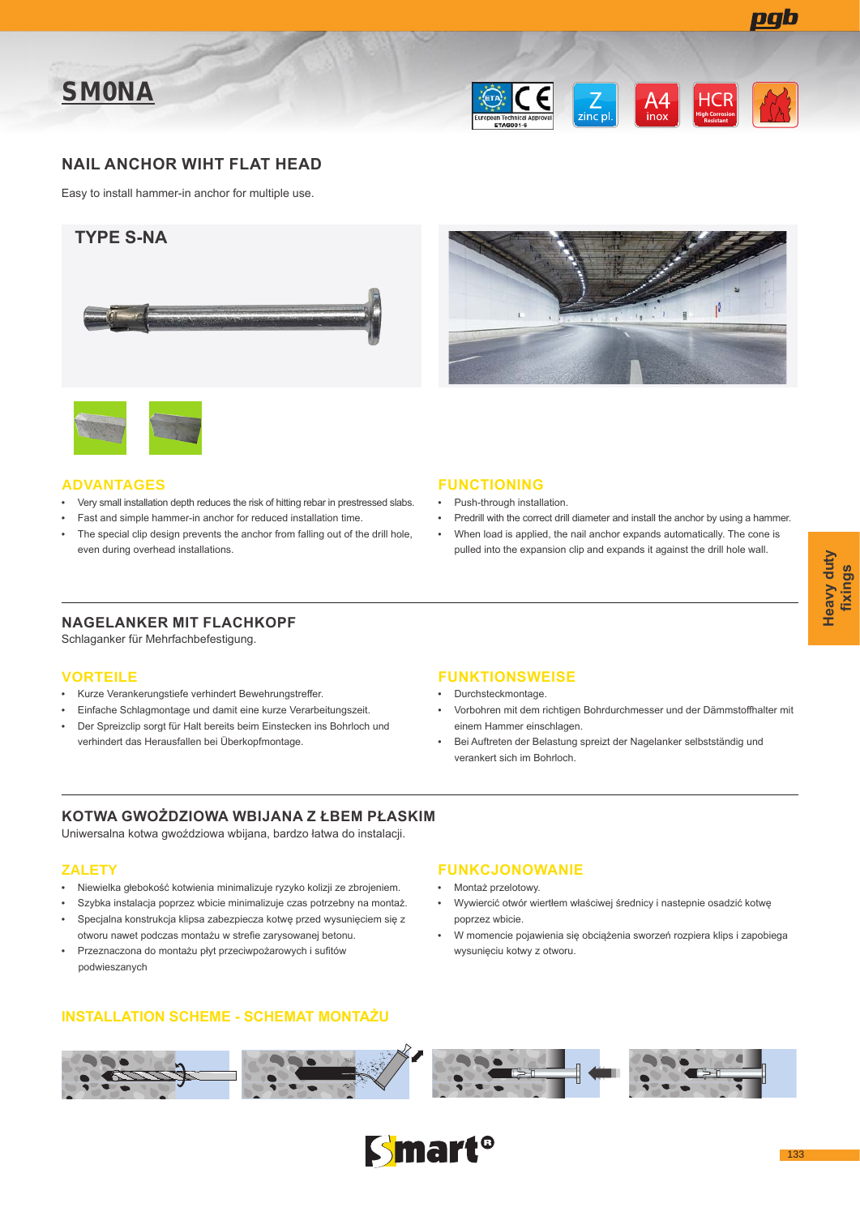# SMONA

## NAIL ANCHOR WIHT FLAT HEAD

Easy to install hammer-in anchor for multiple use.

### TYPE S-NA

### ADVANTAGES

- Very small installation depth reduces the risk of hitting rebar in prestressed slabs.
- Fast and simple hammer-in anchor for reduced installation time.
- The special clip design prevents the anchor from falling out of the drill hole, even during overhead installations.

### FUNCTIONING

- Push-through installation.
- Predrill with the correct drill diameter and install the anchor by using a hammer.
- When load is applied, the nail anchor expands automatically. The cone is pulled into the expansion clip and expands it against the drill hole wall.

## NAGELANKER MIT FLACHKOPF

Schlaganker für Mehrfachbefestigung.

### VORTEILE

- Kurze Verankerungstiefe verhindert Bewehrungstreffer.
- Einfache Schlagmontage und damit eine kurze Verarbeitungszeit.
- Der Spreizclip sorgt für Halt bereits beim Einstecken ins Bohrloch und verhindert das Herausfallen bei Überkopfmontage.

### FUNKTIONSWEISE

- Durchsteckmontage.
- Vorbohren mit dem richtigen Bohrdurchmesser und der Dämmstoffhalter mit einem Hammer einschlagen.
- Bei Auftreten der Belastung spreizt der Nagelanker selbstständig und verankert sich im Bohrloch.

## KOTWA GWOŻDZIOWA WBIJANA Z ŁBEM PŁASKIM

Uniwersalna kotwa gwoździowa wbijana, bardzo łatwa do instalacji.

### ZALETY

- Niewielka głebokość kotwienia minimalizuje ryzyko kolizji ze zbrojeniem.
- Szybka instalacja poprzez wbicie minimalizuje czas potrzebny na montaż.
- Specjalna konstrukcja klipsa zabezpiecza kotwę przed wysunięciem się z otworu nawet podczas montażu w strefie zarysowanej betonu.
- Przeznaczona do montażu płyt przeciwpożarowych i sufitów podwieszanych

### FUNKCJONOWANIE

- Montaż przelotowy.
- Wywiercić otwór wiertłem właściwej średnicy i nastepnie osadzić kotwę poprzez wbicie.
- W momencie pojawienia się obciążenia sworzeń rozpiera klips i zapobiega wysunięciu kotwy z otworu.

### INSTALLATION SCHEME - SCHEMAT MONTAŻU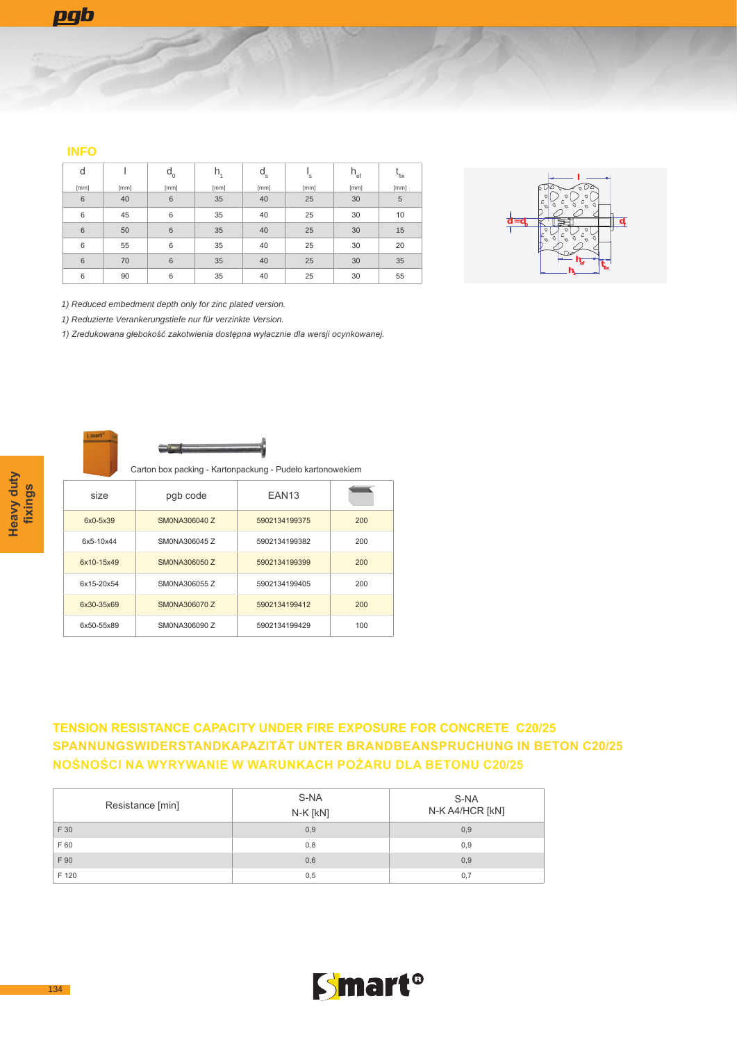## INFO

| d | l | $d_0$ | $h_1$ | $d_s$ | $l_s$ | $h_{ef}$ | $t_{fix}$ |
|---|---|---|---|---|---|---|---|
| [mm] | [mm] | [mm] | [mm] | [mm] | [mm] | [mm] | [mm] |
| 6 | 40 | 6 | 35 | 40 | 25 | 30 | 5 |
| 6 | 45 | 6 | 35 | 40 | 25 | 30 | 10 |
| 6 | 50 | 6 | 35 | 40 | 25 | 30 | 15 |
| 6 | 55 | 6 | 35 | 40 | 25 | 30 | 20 |
| 6 | 70 | 6 | 35 | 40 | 25 | 30 | 35 |
| 6 | 90 | 6 | 35 | 40 | 25 | 30 | 55 |

*1) Reduced embedment depth only for zinc plated version.*

*1) Reduzierte Verankerungstiefe nur für verzinkte Version.*

*1) Zredukowana głebokość zakotwienia dostępna wyłacznie dla wersji ocynkowanej.*

Carton box packing - Kartonpackung - Pudeło kartonowekiem

| size | pgb code | EAN13 | |
|---|---|---|---|
| 6x0-5x39 | SM0NA306040 Z | 5902134199375 | 200 |
| 6x5-10x44 | SM0NA306045 Z | 5902134199382 | 200 |
| 6x10-15x49 | SM0NA306050 Z | 5902134199399 | 200 |
| 6x15-20x54 | SM0NA306055 Z | 5902134199405 | 200 |
| 6x30-35x69 | SM0NA306070 Z | 5902134199412 | 200 |
| 6x50-55x89 | SM0NA306090 Z | 5902134199429 | 100 |

## TENSION RESISTANCE CAPACITY UNDER FIRE EXPOSURE FOR CONCRETE C20/25
## SPANNUNGSWIDERSTANDKAPAZITÄT UNTER BRANDBEANSPRUCHUNG IN BETON C20/25
## NOŚNOŚCI NA WYRYWANIE W WARUNKACH POŻARU DLA BETONU C20/25

| Resistance [min] | S-NA N-K [kN] | S-NA N-K A4/HCR [kN] |
|---|---|---|
| F 30 | 0,9 | 0,9 |
| F 60 | 0,8 | 0,9 |
| F 90 | 0,6 | 0,9 |
| F 120 | 0,5 | 0,7 |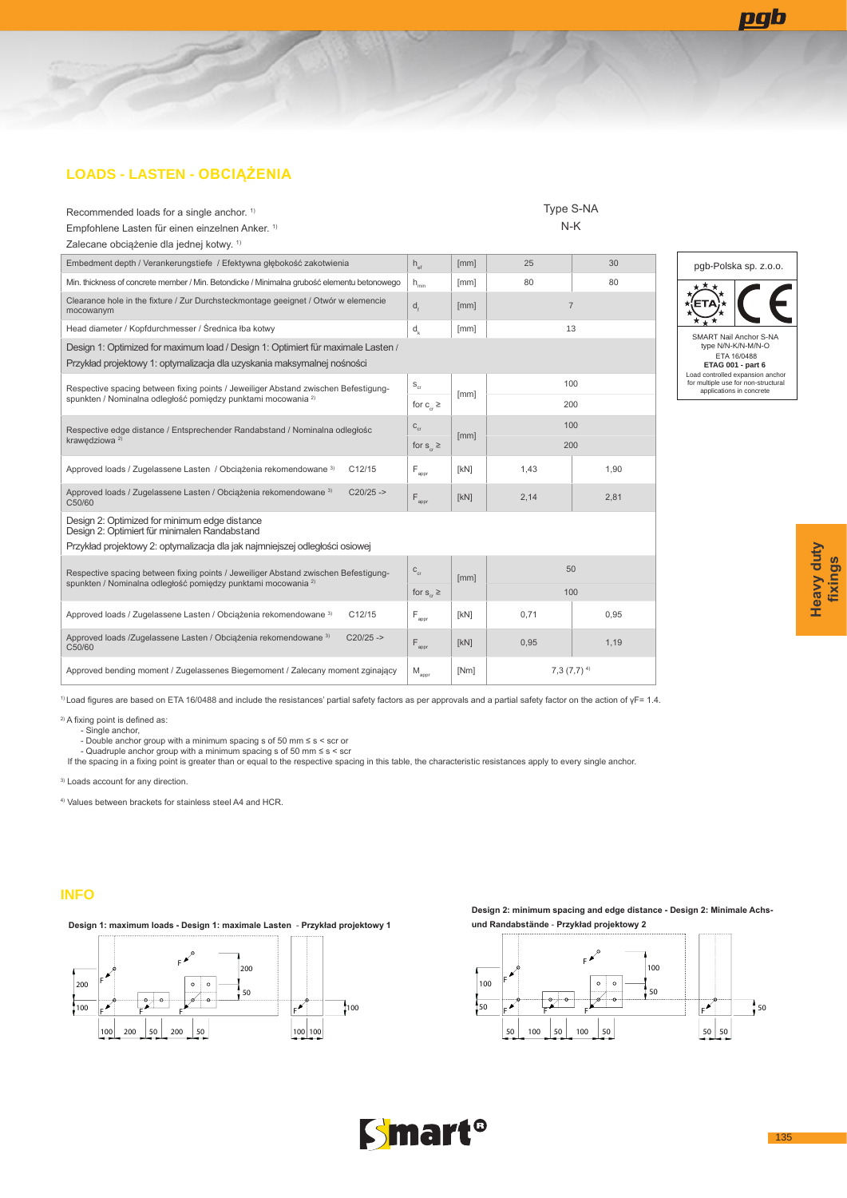## LOADS - LASTEN - OBCIĄŻENIA

Recommended loads for a single anchor. [1]
Empfohlene Lasten für einen einzelnen Anker. [1]
Zalecane obciążenie dla jednej kotwy. [1]

Type S-NA
N-K

| | | | | |
|---|---|---|---|---|
| Embedment depth / Verankerungstiefe / Efektywna głębokość zakotwienia | $h_{ef}$ | [mm] | 25 | 30 |
| Min. thickness of concrete member / Min. Betondicke / Minimalna grubość elementu betonowego | $h_{min}$ | [mm] | 80 | 80 |
| Clearance hole in the fixture / Zur Durchsteckmontage geeignet / Otwór w elemencie mocowanym | $d_f$ | [mm] | 7 | |
| Head diameter / Kopfdurchmesser / Średnica łba kotwy | $d_k$ | [mm] | 13 | |
| **Design 1: Optimized for maximum load / Design 1: Optimiert für maximale Lasten / Przykład projektowy 1: optymalizacja dla uzyskania maksymalnej nośności** | | | | |
| Respective spacing between fixing points / Jeweiliger Abstand zwischen Befestigung-spunkten / Nominalna odległość pomiędzy punktami mocowania [2] | $s_{cr}$ | [mm] | 100 | |
| | for $c_{cr}$ ≥ | [mm] | 200 | |
| Respective edge distance / Entsprechender Randabstand / Nominalna odległośc krawędziowa [2] | $c_{cr}$ | [mm] | 100 | |
| | for $s_{cr}$ ≥ | [mm] | 200 | |
| Approved loads / Zugelassene Lasten / Obciążenia rekomendowane [3] C12/15 | $F_{appr}$ | [kN] | 1,43 | 1,90 |
| Approved loads / Zugelassene Lasten / Obciążenia rekomendowane [3] C20/25 -> C50/60 | $F_{appr}$ | [kN] | 2,14 | 2,81 |
| **Design 2: Optimized for minimum edge distance / Design 2: Optimiert für minimalen Randabstand / Przykład projektowy 2: optymalizacja dla jak najmniejszej odległości osiowej** | | | | |
| Respective spacing between fixing points / Jeweiliger Abstand zwischen Befestigung-spunkten / Nominalna odległość pomiędzy punktami mocowania [2] | $c_{cr}$ | [mm] | 50 | |
| | for $s_{cr}$ ≥ | [mm] | 100 | |
| Approved loads / Zugelassene Lasten / Obciążenia rekomendowane [3] C12/15 | $F_{appr}$ | [kN] | 0,71 | 0,95 |
| Approved loads /Zugelassene Lasten / Obciążenia rekomendowane [3] C20/25 -> C50/60 | $F_{appr}$ | [kN] | 0,95 | 1,19 |
| Approved bending moment / Zugelassenes Biegemoment / Zalecany moment zginający | $M_{appr}$ | [Nm] | 7,3 (7,7) [4] | |

pgb-Polska sp. z.o.o.

SMART Nail Anchor S-NA
type N/N-K/N-M/N-O
ETA 16/0488
**ETAG 001 - part 6**
Load controlled expansion anchor for multiple use for non-structural applications in concrete

[1] Load figures are based on ETA 16/0488 and include the resistances' partial safety factors as per approvals and a partial safety factor on the action of γF= 1.4.

[2] A fixing point is defined as:
- Single anchor,
- Double anchor group with a minimum spacing s of 50 mm ≤ s < scr or
- Quadruple anchor group with a minimum spacing s of 50 mm ≤ s < scr

If the spacing in a fixing point is greater than or equal to the respective spacing in this table, the characteristic resistances apply to every single anchor.

[3] Loads account for any direction.

[4] Values between brackets for stainless steel A4 and HCR.

## INFO

**Design 1: maximum loads - Design 1: maximale Lasten** - **Przykład projektowy 1**

200 100 100 200 50 200 50 200 50 100 100 100 F

**Design 2: minimum spacing and edge distance - Design 2: Minimale Achs- und Randabstände** - **Przykład projektowy 2**

100 50 50 100 50 100 50 100 50 50 50 50 F

Heavy duty fixings